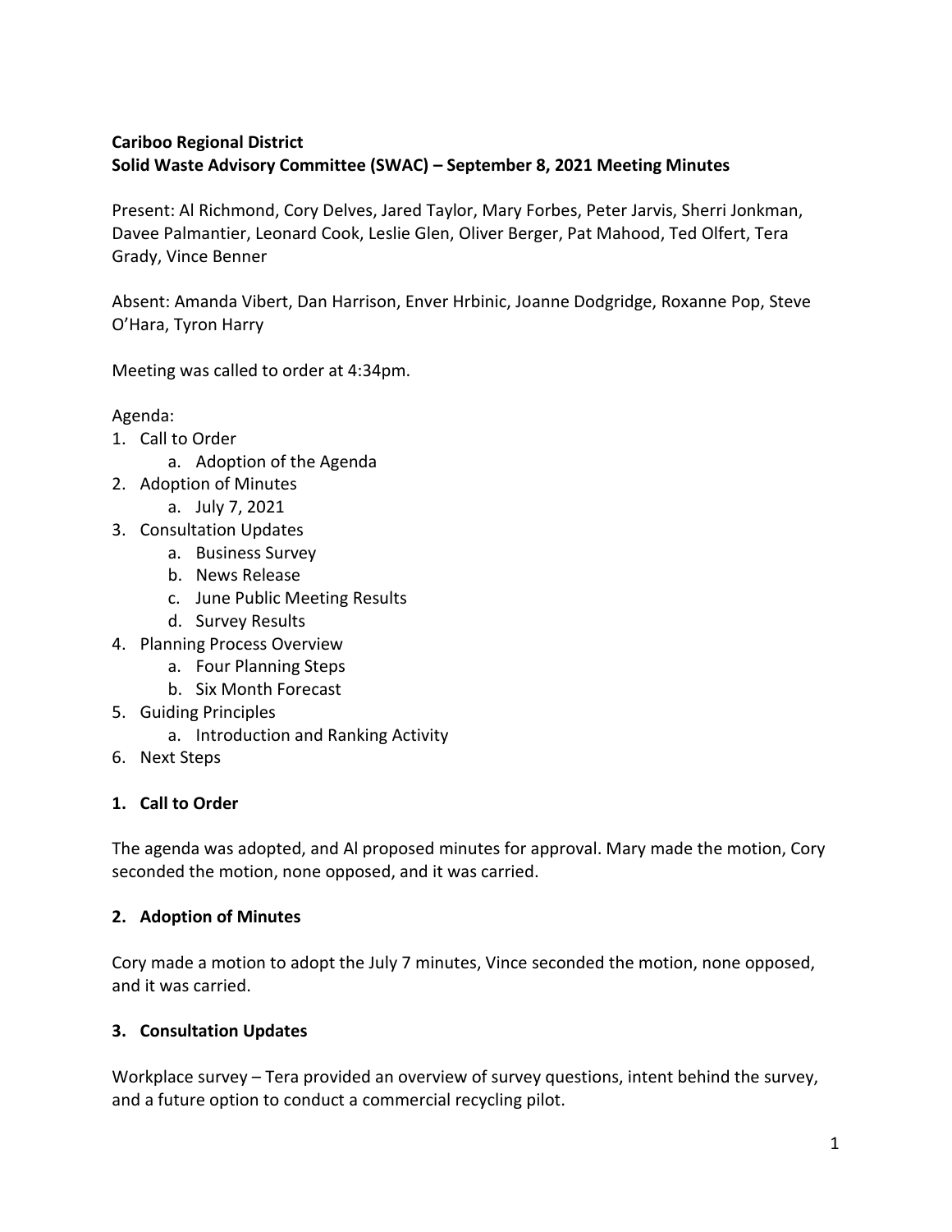**Cariboo Regional District**
**Solid Waste Advisory Committee (SWAC) – September 8, 2021 Meeting Minutes**

Present: Al Richmond, Cory Delves, Jared Taylor, Mary Forbes, Peter Jarvis, Sherri Jonkman, Davee Palmantier, Leonard Cook, Leslie Glen, Oliver Berger, Pat Mahood, Ted Olfert, Tera Grady, Vince Benner

Absent: Amanda Vibert, Dan Harrison, Enver Hrbinic, Joanne Dodgridge, Roxanne Pop, Steve O'Hara, Tyron Harry

Meeting was called to order at 4:34pm.

Agenda:

1. Call to Order
   a. Adoption of the Agenda
2. Adoption of Minutes
   a. July 7, 2021
3. Consultation Updates
   a. Business Survey
   b. News Release
   c. June Public Meeting Results
   d. Survey Results
4. Planning Process Overview
   a. Four Planning Steps
   b. Six Month Forecast
5. Guiding Principles
   a. Introduction and Ranking Activity
6. Next Steps

**1. Call to Order**

The agenda was adopted, and Al proposed minutes for approval. Mary made the motion, Cory seconded the motion, none opposed, and it was carried.

**2. Adoption of Minutes**

Cory made a motion to adopt the July 7 minutes, Vince seconded the motion, none opposed, and it was carried.

**3. Consultation Updates**

Workplace survey – Tera provided an overview of survey questions, intent behind the survey, and a future option to conduct a commercial recycling pilot.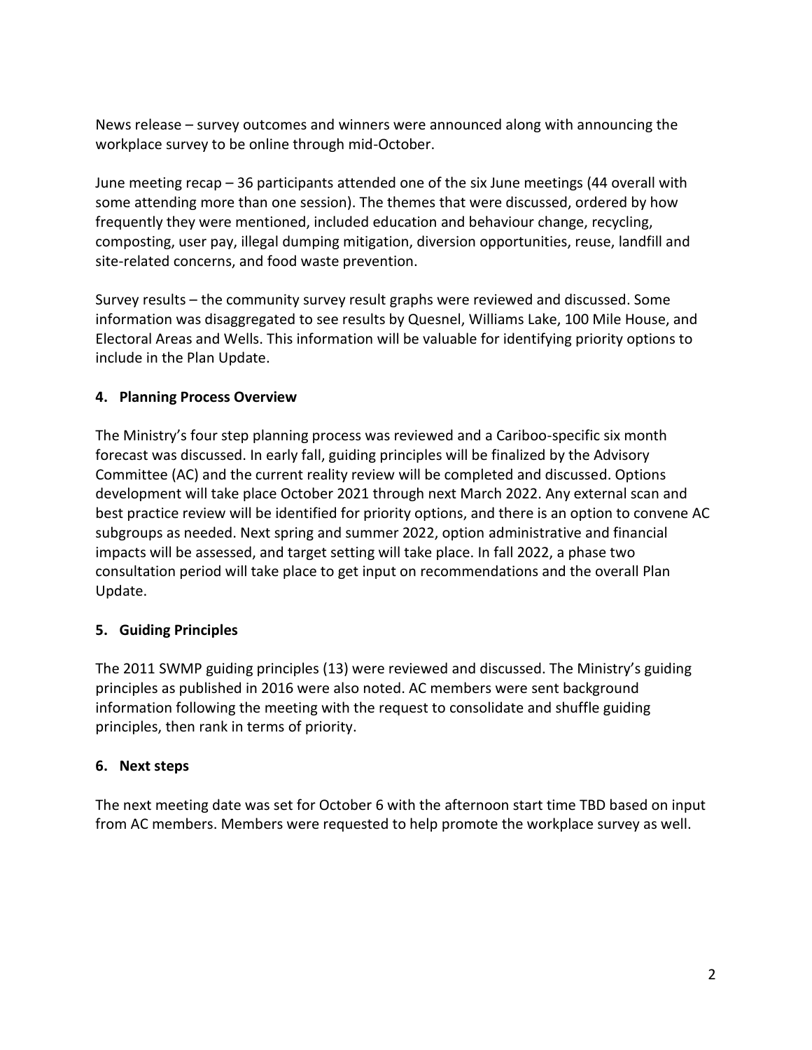News release – survey outcomes and winners were announced along with announcing the workplace survey to be online through mid-October.

June meeting recap – 36 participants attended one of the six June meetings (44 overall with some attending more than one session). The themes that were discussed, ordered by how frequently they were mentioned, included education and behaviour change, recycling, composting, user pay, illegal dumping mitigation, diversion opportunities, reuse, landfill and site-related concerns, and food waste prevention.

Survey results – the community survey result graphs were reviewed and discussed. Some information was disaggregated to see results by Quesnel, Williams Lake, 100 Mile House, and Electoral Areas and Wells. This information will be valuable for identifying priority options to include in the Plan Update.

## 4. Planning Process Overview

The Ministry's four step planning process was reviewed and a Cariboo-specific six month forecast was discussed. In early fall, guiding principles will be finalized by the Advisory Committee (AC) and the current reality review will be completed and discussed. Options development will take place October 2021 through next March 2022. Any external scan and best practice review will be identified for priority options, and there is an option to convene AC subgroups as needed. Next spring and summer 2022, option administrative and financial impacts will be assessed, and target setting will take place. In fall 2022, a phase two consultation period will take place to get input on recommendations and the overall Plan Update.

## 5. Guiding Principles

The 2011 SWMP guiding principles (13) were reviewed and discussed. The Ministry's guiding principles as published in 2016 were also noted. AC members were sent background information following the meeting with the request to consolidate and shuffle guiding principles, then rank in terms of priority.

## 6. Next steps

The next meeting date was set for October 6 with the afternoon start time TBD based on input from AC members. Members were requested to help promote the workplace survey as well.